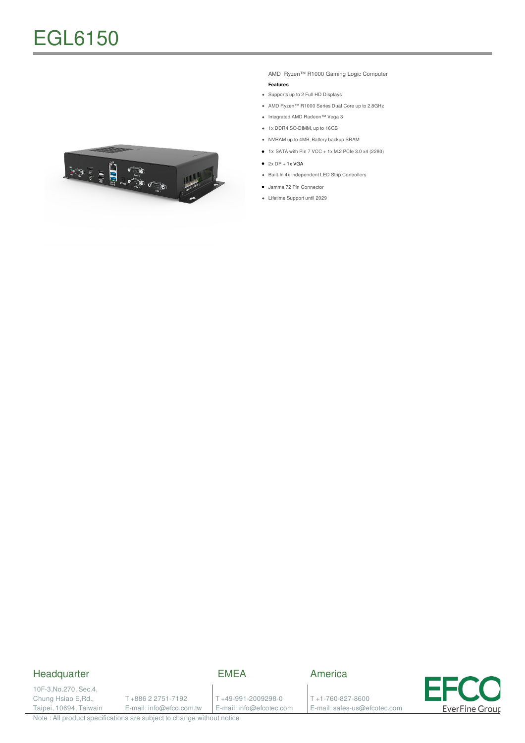# EGL6150

AMD Ryzen™ R1000 Gaming Logic Computer

**Features**

- Supports up to 2 Full HD Displays
- AMD Ryzen™ R1000 Series Dual Core up to 2.8GHz
- Integrated AMD Radeon™ Vega 3
- 1x DDR4 SO-DIMM, up to 16GB
- NVRAM up to 4MB, Battery backup SRAM
- 1x SATA with Pin 7 VCC + 1x M.2 PCIe 3.0 x4 (2280)
- 2x DP + 1x VGA
- Built-In 4x Independent LED Strip Controllers
- Jamma 72 Pin Connector
- Lifetime Support until 2029

## Headquarter

10F-3,No.270, Sec.4,
Chung Hsiao E,Rd.,
Taipei, 10694, Taiwan

T +886 2 2751-7192
E-mail: info@efco.com.tw

## EMEA

T +49-991-2009298-0
E-mail: info@efcotec.com

## America

T +1-760-827-8600
E-mail: sales-us@efcotec.com

EFCO EverFine Group

Note : All product specifications are subject to change without notice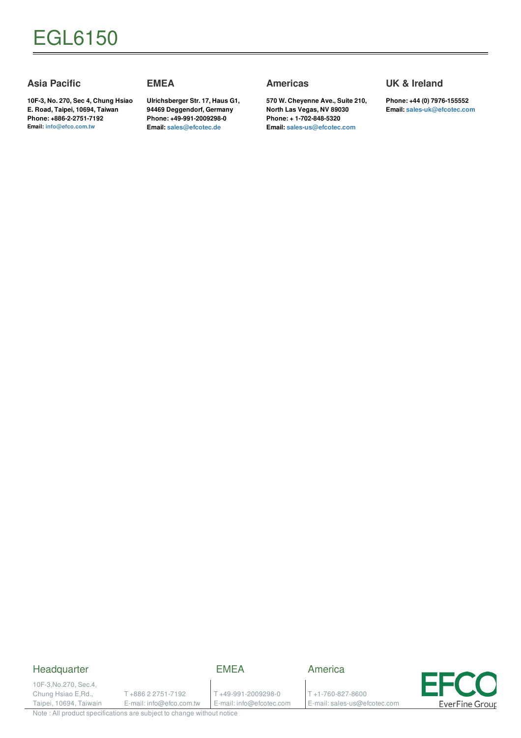# EGL6150

### Asia Pacific

**10F-3, No. 270, Sec 4, Chung Hsiao E. Road, Taipei, 10694, Taiwan**
**Phone: +886-2-2751-7192**
**Email: info@efco.com.tw**

### EMEA

**Ulrichsberger Str. 17, Haus G1, 94469 Deggendorf, Germany**
**Phone: +49-991-2009298-0**
**Email: sales@efcotec.de**

### Americas

**570 W. Cheyenne Ave., Suite 210, North Las Vegas, NV 89030**
**Phone: + 1-702-848-5320**
**Email: sales-us@efcotec.com**

### UK & Ireland

**Phone: +44 (0) 7976-155552**
**Email: sales-uk@efcotec.com**

### Headquarter

10F-3,No.270, Sec.4,
Chung Hsiao E,Rd.,
Taipei, 10694, Taiwain

T +886 2 2751-7192
E-mail: info@efco.com.tw

### EMEA

T +49-991-2009298-0
E-mail: info@efcotec.com

### America

T +1-760-827-8600
E-mail: sales-us@efcotec.com

EFCO
EverFine Group

Note : All product specifications are subject to change without notice